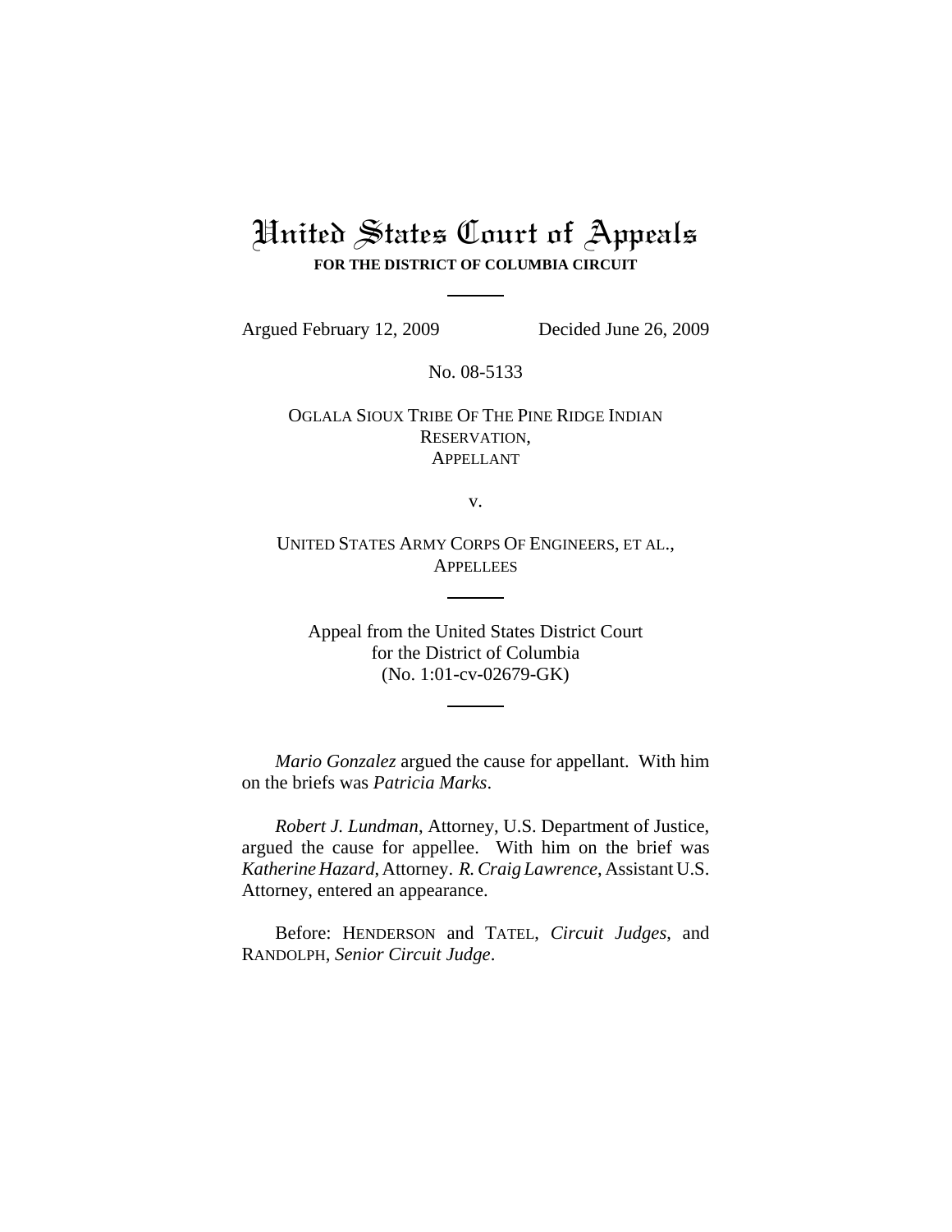# United States Court of Appeals

**FOR THE DISTRICT OF COLUMBIA CIRCUIT**

Argued February 12, 2009 Decided June 26, 2009

No. 08-5133

OGLALA SIOUX TRIBE OF THE PINE RIDGE INDIAN RESERVATION,
APPELLANT

v.

UNITED STATES ARMY CORPS OF ENGINEERS, ET AL.,
APPELLEES

Appeal from the United States District Court
for the District of Columbia
(No. 1:01-cv-02679-GK)

*Mario Gonzalez* argued the cause for appellant. With him on the briefs was *Patricia Marks*.

*Robert J. Lundman*, Attorney, U.S. Department of Justice, argued the cause for appellee. With him on the brief was *Katherine Hazard*, Attorney. *R. Craig Lawrence*, Assistant U.S. Attorney, entered an appearance.

Before: HENDERSON and TATEL, *Circuit Judges*, and RANDOLPH, *Senior Circuit Judge*.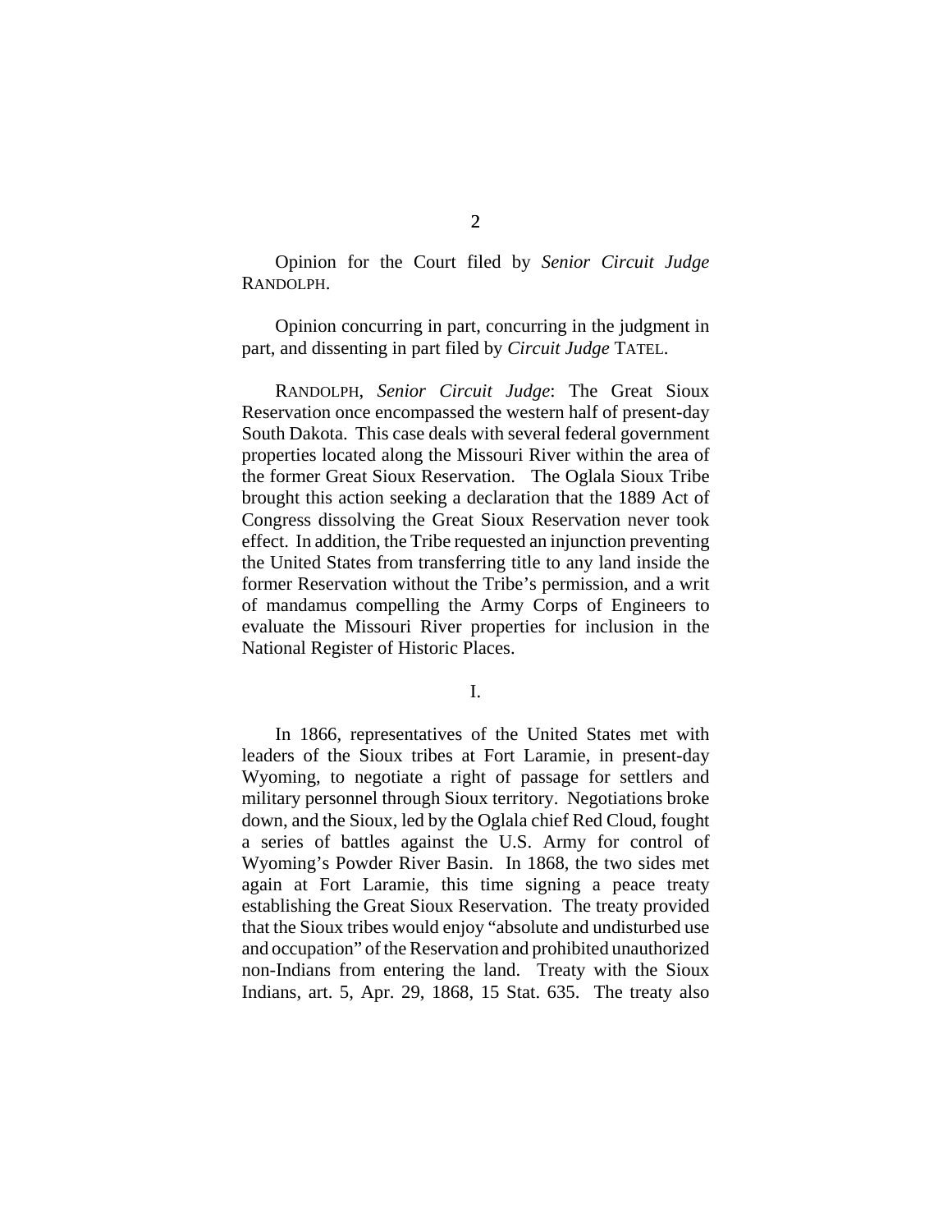Opinion for the Court filed by *Senior Circuit Judge* RANDOLPH.

Opinion concurring in part, concurring in the judgment in part, and dissenting in part filed by *Circuit Judge* TATEL.

RANDOLPH, *Senior Circuit Judge*: The Great Sioux Reservation once encompassed the western half of present-day South Dakota. This case deals with several federal government properties located along the Missouri River within the area of the former Great Sioux Reservation. The Oglala Sioux Tribe brought this action seeking a declaration that the 1889 Act of Congress dissolving the Great Sioux Reservation never took effect. In addition, the Tribe requested an injunction preventing the United States from transferring title to any land inside the former Reservation without the Tribe's permission, and a writ of mandamus compelling the Army Corps of Engineers to evaluate the Missouri River properties for inclusion in the National Register of Historic Places.

I.

In 1866, representatives of the United States met with leaders of the Sioux tribes at Fort Laramie, in present-day Wyoming, to negotiate a right of passage for settlers and military personnel through Sioux territory. Negotiations broke down, and the Sioux, led by the Oglala chief Red Cloud, fought a series of battles against the U.S. Army for control of Wyoming's Powder River Basin. In 1868, the two sides met again at Fort Laramie, this time signing a peace treaty establishing the Great Sioux Reservation. The treaty provided that the Sioux tribes would enjoy "absolute and undisturbed use and occupation" of the Reservation and prohibited unauthorized non-Indians from entering the land. Treaty with the Sioux Indians, art. 5, Apr. 29, 1868, 15 Stat. 635. The treaty also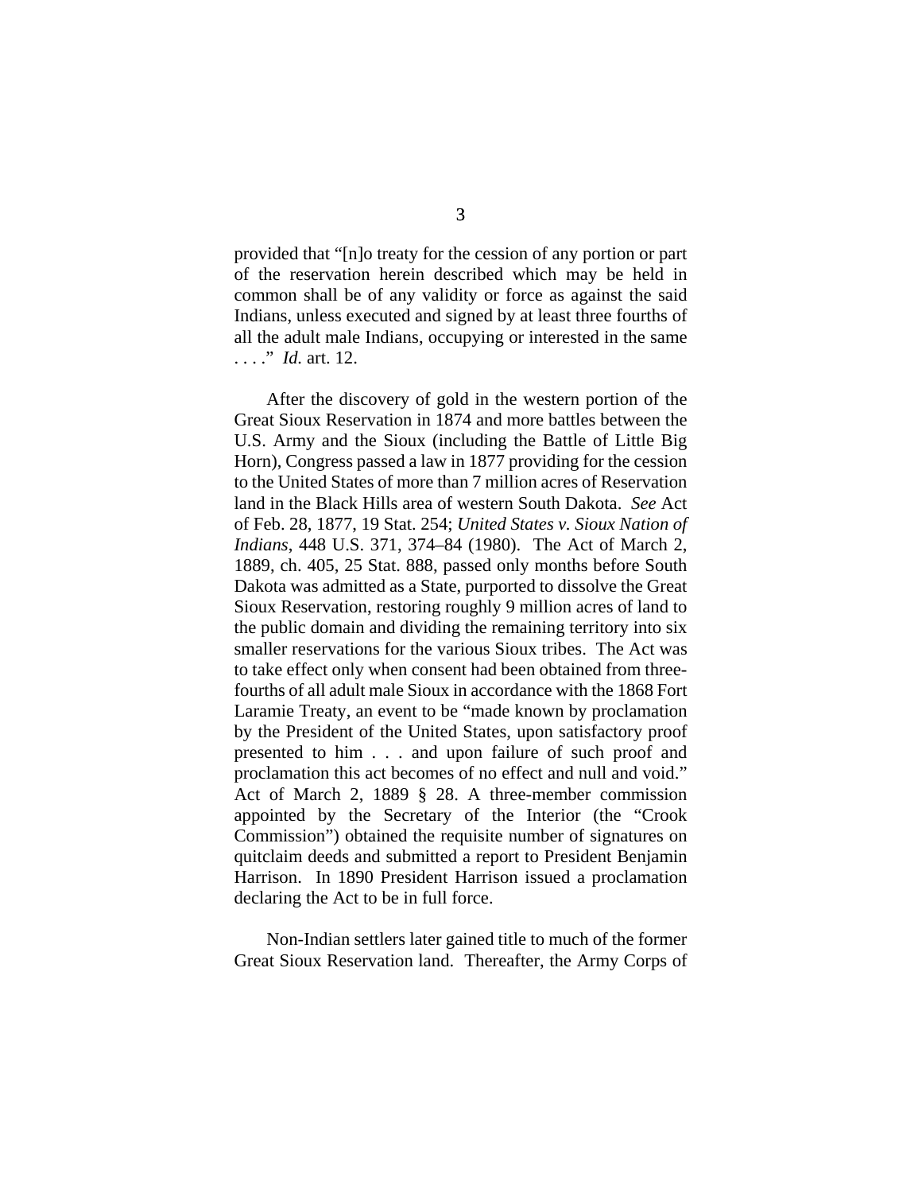provided that "[n]o treaty for the cession of any portion or part of the reservation herein described which may be held in common shall be of any validity or force as against the said Indians, unless executed and signed by at least three fourths of all the adult male Indians, occupying or interested in the same . . . ." *Id.* art. 12.

After the discovery of gold in the western portion of the Great Sioux Reservation in 1874 and more battles between the U.S. Army and the Sioux (including the Battle of Little Big Horn), Congress passed a law in 1877 providing for the cession to the United States of more than 7 million acres of Reservation land in the Black Hills area of western South Dakota. *See* Act of Feb. 28, 1877, 19 Stat. 254; *United States v. Sioux Nation of Indians*, 448 U.S. 371, 374–84 (1980). The Act of March 2, 1889, ch. 405, 25 Stat. 888, passed only months before South Dakota was admitted as a State, purported to dissolve the Great Sioux Reservation, restoring roughly 9 million acres of land to the public domain and dividing the remaining territory into six smaller reservations for the various Sioux tribes. The Act was to take effect only when consent had been obtained from three-fourths of all adult male Sioux in accordance with the 1868 Fort Laramie Treaty, an event to be "made known by proclamation by the President of the United States, upon satisfactory proof presented to him . . . and upon failure of such proof and proclamation this act becomes of no effect and null and void." Act of March 2, 1889 § 28. A three-member commission appointed by the Secretary of the Interior (the "Crook Commission") obtained the requisite number of signatures on quitclaim deeds and submitted a report to President Benjamin Harrison. In 1890 President Harrison issued a proclamation declaring the Act to be in full force.

Non-Indian settlers later gained title to much of the former Great Sioux Reservation land. Thereafter, the Army Corps of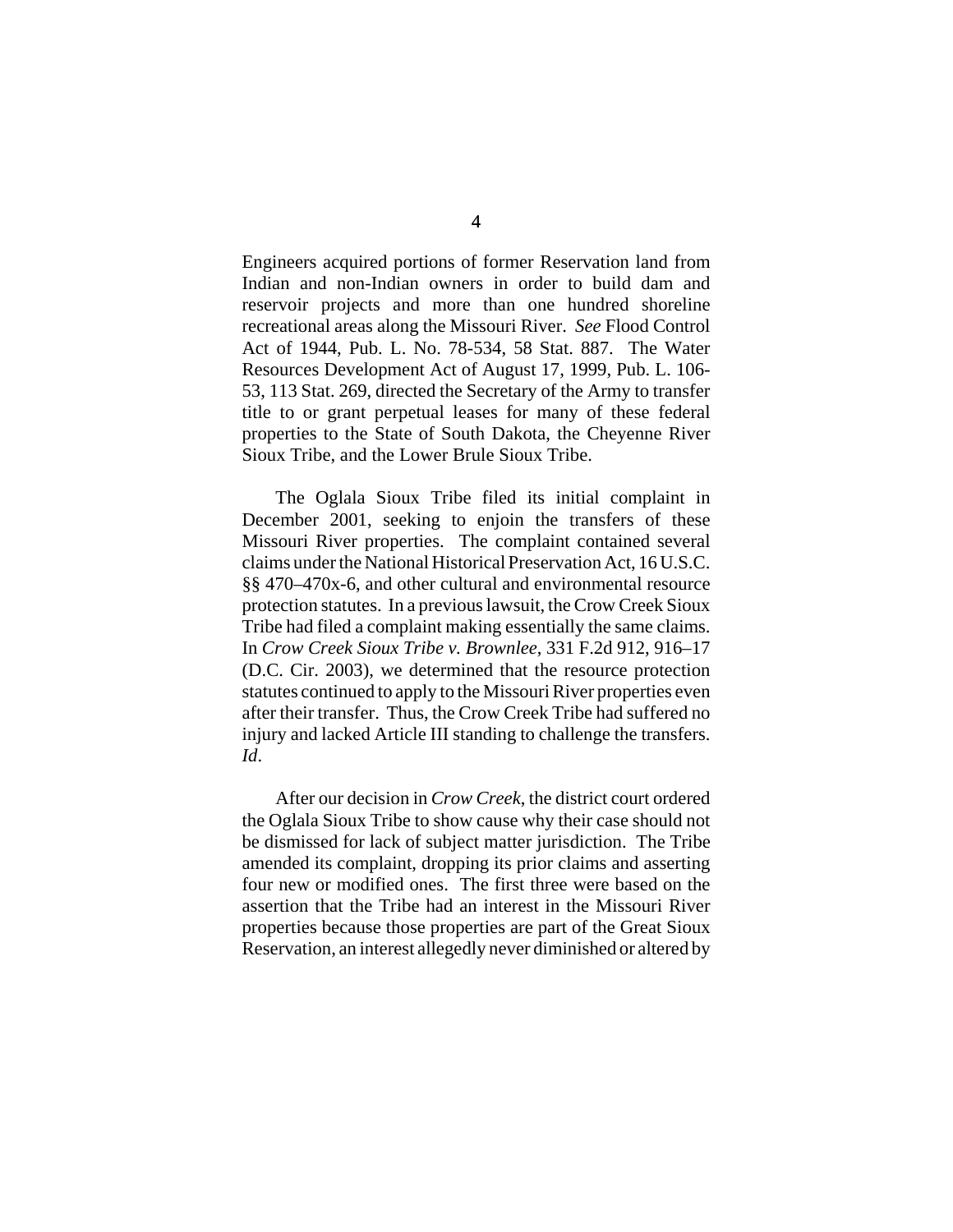Engineers acquired portions of former Reservation land from Indian and non-Indian owners in order to build dam and reservoir projects and more than one hundred shoreline recreational areas along the Missouri River. *See* Flood Control Act of 1944, Pub. L. No. 78-534, 58 Stat. 887. The Water Resources Development Act of August 17, 1999, Pub. L. 106-53, 113 Stat. 269, directed the Secretary of the Army to transfer title to or grant perpetual leases for many of these federal properties to the State of South Dakota, the Cheyenne River Sioux Tribe, and the Lower Brule Sioux Tribe.

The Oglala Sioux Tribe filed its initial complaint in December 2001, seeking to enjoin the transfers of these Missouri River properties. The complaint contained several claims under the National Historical Preservation Act, 16 U.S.C. §§ 470–470x-6, and other cultural and environmental resource protection statutes. In a previous lawsuit, the Crow Creek Sioux Tribe had filed a complaint making essentially the same claims. In *Crow Creek Sioux Tribe v. Brownlee*, 331 F.2d 912, 916–17 (D.C. Cir. 2003), we determined that the resource protection statutes continued to apply to the Missouri River properties even after their transfer. Thus, the Crow Creek Tribe had suffered no injury and lacked Article III standing to challenge the transfers. *Id*.

After our decision in *Crow Creek*, the district court ordered the Oglala Sioux Tribe to show cause why their case should not be dismissed for lack of subject matter jurisdiction. The Tribe amended its complaint, dropping its prior claims and asserting four new or modified ones. The first three were based on the assertion that the Tribe had an interest in the Missouri River properties because those properties are part of the Great Sioux Reservation, an interest allegedly never diminished or altered by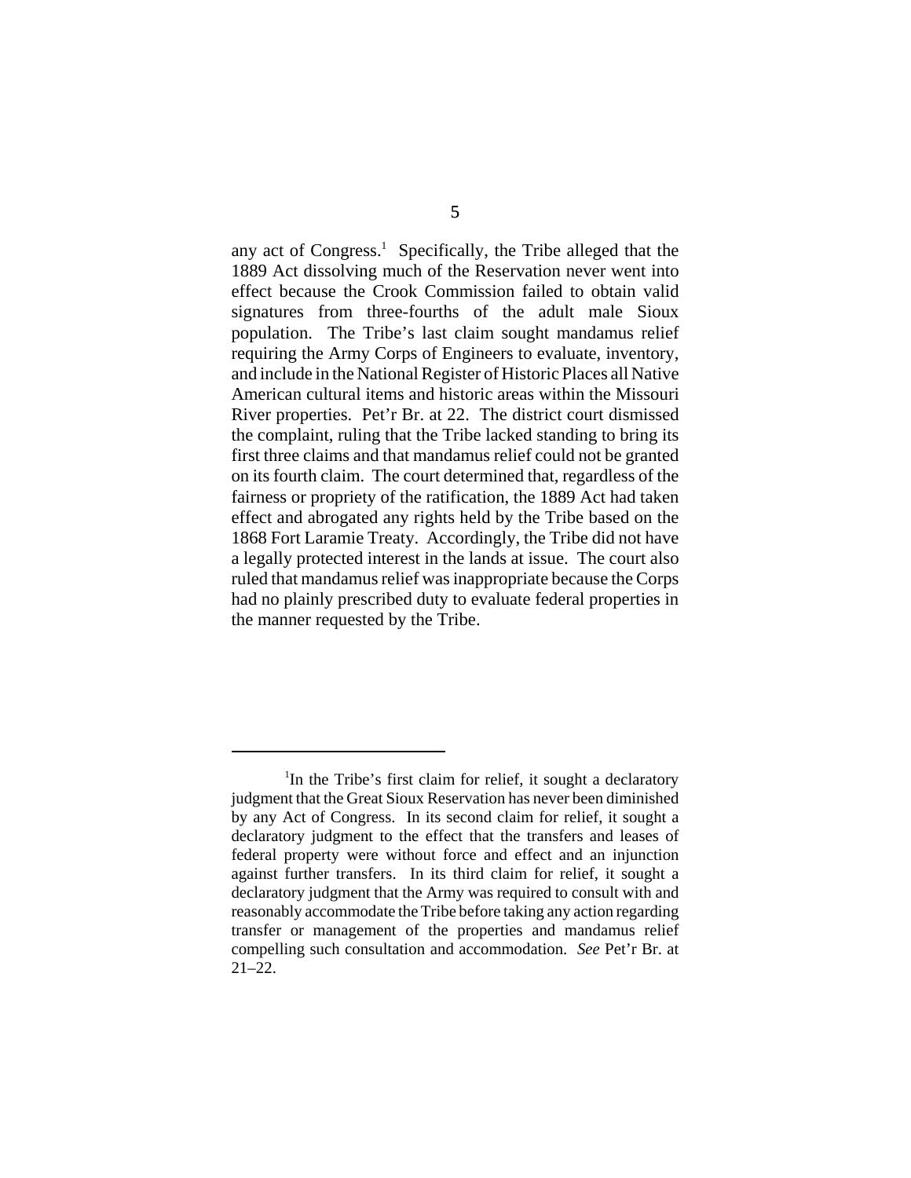any act of Congress.[1] Specifically, the Tribe alleged that the 1889 Act dissolving much of the Reservation never went into effect because the Crook Commission failed to obtain valid signatures from three-fourths of the adult male Sioux population. The Tribe's last claim sought mandamus relief requiring the Army Corps of Engineers to evaluate, inventory, and include in the National Register of Historic Places all Native American cultural items and historic areas within the Missouri River properties. Pet'r Br. at 22. The district court dismissed the complaint, ruling that the Tribe lacked standing to bring its first three claims and that mandamus relief could not be granted on its fourth claim. The court determined that, regardless of the fairness or propriety of the ratification, the 1889 Act had taken effect and abrogated any rights held by the Tribe based on the 1868 Fort Laramie Treaty. Accordingly, the Tribe did not have a legally protected interest in the lands at issue. The court also ruled that mandamus relief was inappropriate because the Corps had no plainly prescribed duty to evaluate federal properties in the manner requested by the Tribe.

---

[1] In the Tribe's first claim for relief, it sought a declaratory judgment that the Great Sioux Reservation has never been diminished by any Act of Congress. In its second claim for relief, it sought a declaratory judgment to the effect that the transfers and leases of federal property were without force and effect and an injunction against further transfers. In its third claim for relief, it sought a declaratory judgment that the Army was required to consult with and reasonably accommodate the Tribe before taking any action regarding transfer or management of the properties and mandamus relief compelling such consultation and accommodation. *See* Pet'r Br. at 21–22.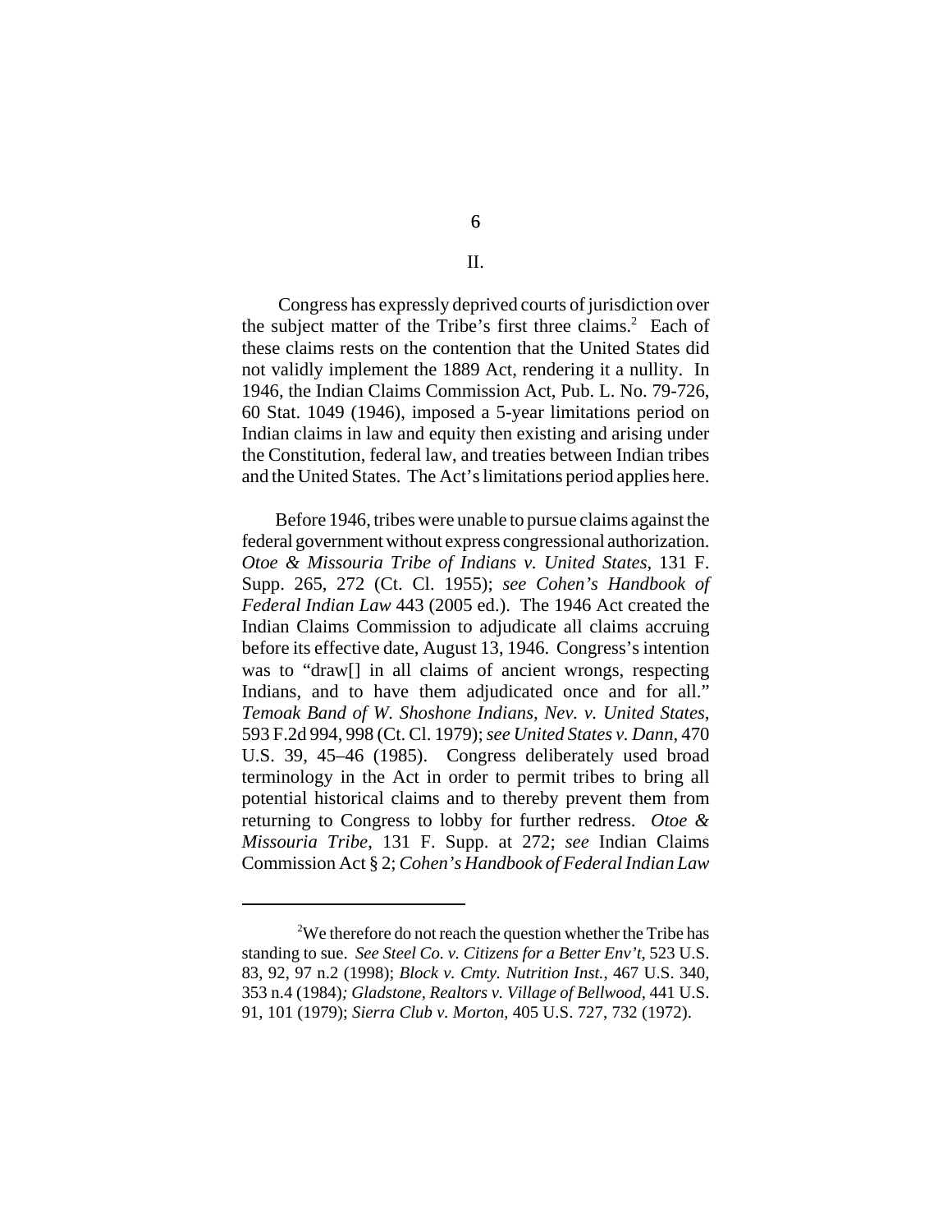## II.

Congress has expressly deprived courts of jurisdiction over the subject matter of the Tribe's first three claims.[2] Each of these claims rests on the contention that the United States did not validly implement the 1889 Act, rendering it a nullity. In 1946, the Indian Claims Commission Act, Pub. L. No. 79-726, 60 Stat. 1049 (1946), imposed a 5-year limitations period on Indian claims in law and equity then existing and arising under the Constitution, federal law, and treaties between Indian tribes and the United States. The Act's limitations period applies here.

Before 1946, tribes were unable to pursue claims against the federal government without express congressional authorization. *Otoe & Missouria Tribe of Indians v. United States*, 131 F. Supp. 265, 272 (Ct. Cl. 1955); *see Cohen's Handbook of Federal Indian Law* 443 (2005 ed.). The 1946 Act created the Indian Claims Commission to adjudicate all claims accruing before its effective date, August 13, 1946. Congress's intention was to "draw[] in all claims of ancient wrongs, respecting Indians, and to have them adjudicated once and for all." *Temoak Band of W. Shoshone Indians, Nev. v. United States*, 593 F.2d 994, 998 (Ct. Cl. 1979); *see United States v. Dann*, 470 U.S. 39, 45–46 (1985). Congress deliberately used broad terminology in the Act in order to permit tribes to bring all potential historical claims and to thereby prevent them from returning to Congress to lobby for further redress. *Otoe & Missouria Tribe*, 131 F. Supp. at 272; *see* Indian Claims Commission Act § 2; *Cohen's Handbook of Federal Indian Law*

---

[2] We therefore do not reach the question whether the Tribe has standing to sue. *See Steel Co. v. Citizens for a Better Env't*, 523 U.S. 83, 92, 97 n.2 (1998); *Block v. Cmty. Nutrition Inst.*, 467 U.S. 340, 353 n.4 (1984); *Gladstone, Realtors v. Village of Bellwood*, 441 U.S. 91, 101 (1979); *Sierra Club v. Morton*, 405 U.S. 727, 732 (1972).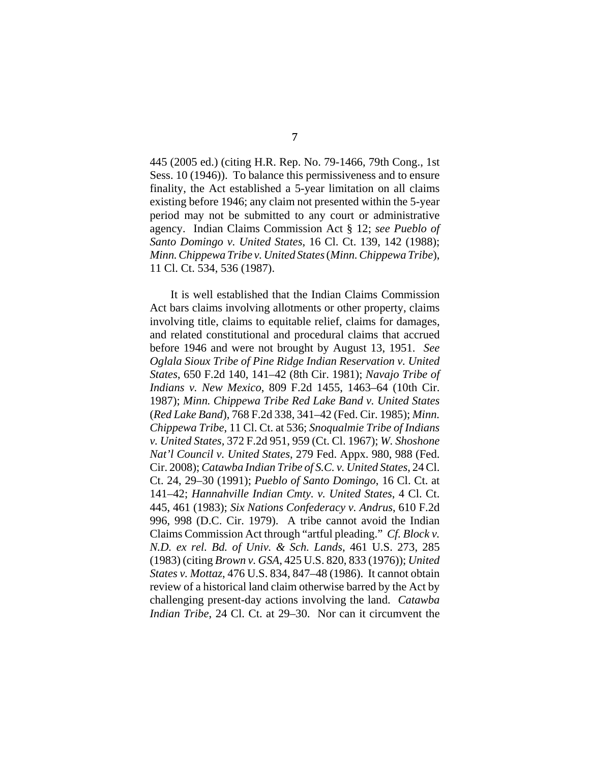445 (2005 ed.) (citing H.R. Rep. No. 79-1466, 79th Cong., 1st Sess. 10 (1946)). To balance this permissiveness and to ensure finality, the Act established a 5-year limitation on all claims existing before 1946; any claim not presented within the 5-year period may not be submitted to any court or administrative agency. Indian Claims Commission Act § 12; *see Pueblo of Santo Domingo v. United States*, 16 Cl. Ct. 139, 142 (1988); *Minn. Chippewa Tribe v. United States* (*Minn. Chippewa Tribe*), 11 Cl. Ct. 534, 536 (1987).

It is well established that the Indian Claims Commission Act bars claims involving allotments or other property, claims involving title, claims to equitable relief, claims for damages, and related constitutional and procedural claims that accrued before 1946 and were not brought by August 13, 1951. *See Oglala Sioux Tribe of Pine Ridge Indian Reservation v. United States*, 650 F.2d 140, 141–42 (8th Cir. 1981); *Navajo Tribe of Indians v. New Mexico*, 809 F.2d 1455, 1463–64 (10th Cir. 1987); *Minn. Chippewa Tribe Red Lake Band v. United States* (*Red Lake Band*), 768 F.2d 338, 341–42 (Fed. Cir. 1985); *Minn. Chippewa Tribe*, 11 Cl. Ct. at 536; *Snoqualmie Tribe of Indians v. United States*, 372 F.2d 951, 959 (Ct. Cl. 1967); *W. Shoshone Nat'l Council v. United States*, 279 Fed. Appx. 980, 988 (Fed. Cir. 2008); *Catawba Indian Tribe of S.C. v. United States*, 24 Cl. Ct. 24, 29–30 (1991); *Pueblo of Santo Domingo*, 16 Cl. Ct. at 141–42; *Hannahville Indian Cmty. v. United States*, 4 Cl. Ct. 445, 461 (1983); *Six Nations Confederacy v. Andrus*, 610 F.2d 996, 998 (D.C. Cir. 1979). A tribe cannot avoid the Indian Claims Commission Act through "artful pleading." *Cf. Block v. N.D. ex rel. Bd. of Univ. & Sch. Lands*, 461 U.S. 273, 285 (1983) (citing *Brown v. GSA*, 425 U.S. 820, 833 (1976)); *United States v. Mottaz*, 476 U.S. 834, 847–48 (1986). It cannot obtain review of a historical land claim otherwise barred by the Act by challenging present-day actions involving the land. *Catawba Indian Tribe*, 24 Cl. Ct. at 29–30. Nor can it circumvent the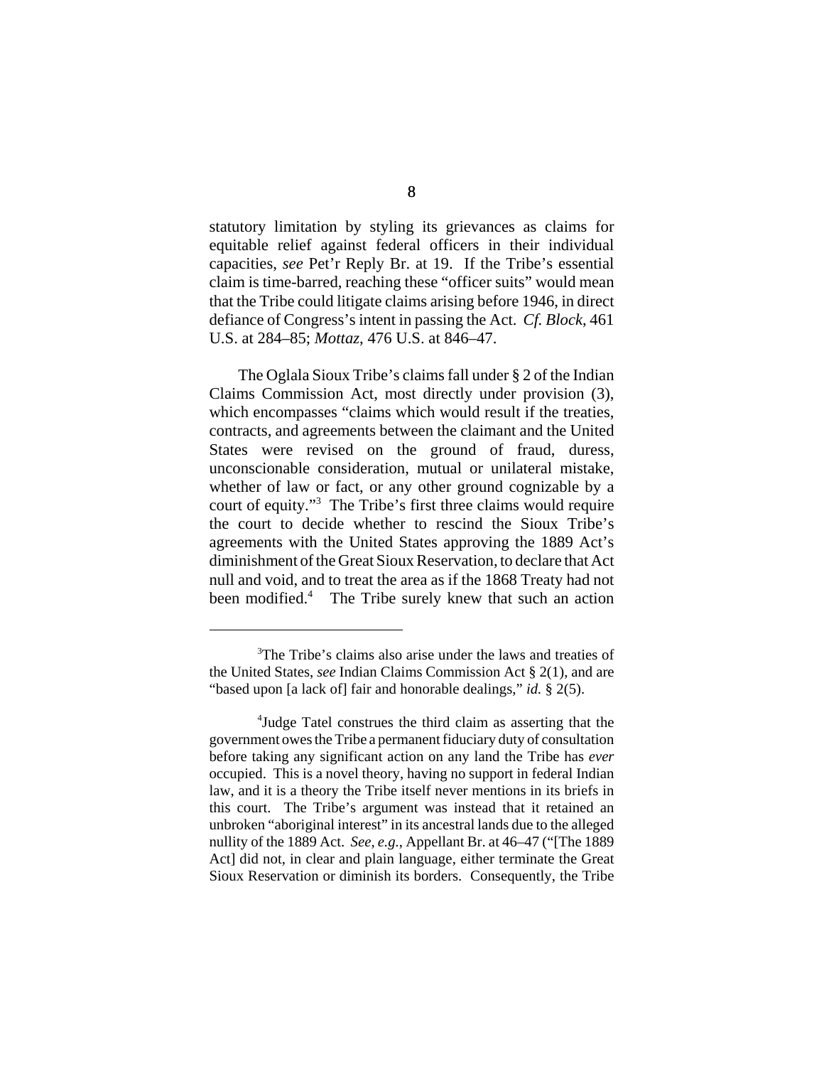statutory limitation by styling its grievances as claims for equitable relief against federal officers in their individual capacities, *see* Pet'r Reply Br. at 19. If the Tribe's essential claim is time-barred, reaching these "officer suits" would mean that the Tribe could litigate claims arising before 1946, in direct defiance of Congress's intent in passing the Act. *Cf. Block*, 461 U.S. at 284–85; *Mottaz*, 476 U.S. at 846–47.

The Oglala Sioux Tribe's claims fall under § 2 of the Indian Claims Commission Act, most directly under provision (3), which encompasses "claims which would result if the treaties, contracts, and agreements between the claimant and the United States were revised on the ground of fraud, duress, unconscionable consideration, mutual or unilateral mistake, whether of law or fact, or any other ground cognizable by a court of equity."[3] The Tribe's first three claims would require the court to decide whether to rescind the Sioux Tribe's agreements with the United States approving the 1889 Act's diminishment of the Great Sioux Reservation, to declare that Act null and void, and to treat the area as if the 1868 Treaty had not been modified.[4] The Tribe surely knew that such an action

---

[3]The Tribe's claims also arise under the laws and treaties of the United States, *see* Indian Claims Commission Act § 2(1), and are "based upon [a lack of] fair and honorable dealings," *id.* § 2(5).

[4]Judge Tatel construes the third claim as asserting that the government owes the Tribe a permanent fiduciary duty of consultation before taking any significant action on any land the Tribe has *ever* occupied. This is a novel theory, having no support in federal Indian law, and it is a theory the Tribe itself never mentions in its briefs in this court. The Tribe's argument was instead that it retained an unbroken "aboriginal interest" in its ancestral lands due to the alleged nullity of the 1889 Act. *See, e.g.*, Appellant Br. at 46–47 ("[The 1889 Act] did not, in clear and plain language, either terminate the Great Sioux Reservation or diminish its borders. Consequently, the Tribe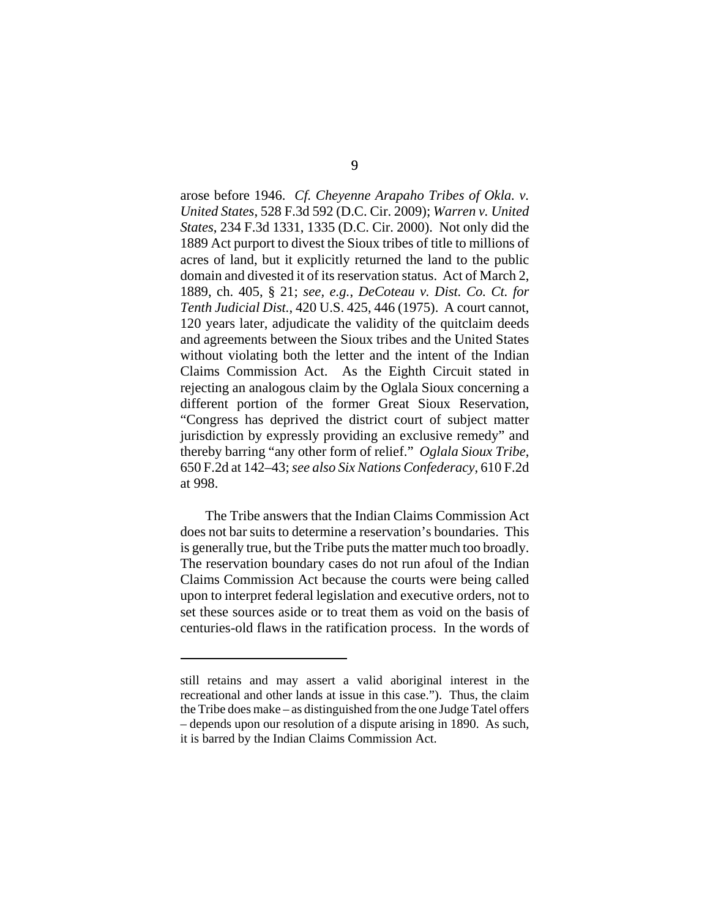arose before 1946. *Cf. Cheyenne Arapaho Tribes of Okla. v. United States*, 528 F.3d 592 (D.C. Cir. 2009); *Warren v. United States*, 234 F.3d 1331, 1335 (D.C. Cir. 2000). Not only did the 1889 Act purport to divest the Sioux tribes of title to millions of acres of land, but it explicitly returned the land to the public domain and divested it of its reservation status. Act of March 2, 1889, ch. 405, § 21; *see, e.g.*, *DeCoteau v. Dist. Co. Ct. for Tenth Judicial Dist.*, 420 U.S. 425, 446 (1975). A court cannot, 120 years later, adjudicate the validity of the quitclaim deeds and agreements between the Sioux tribes and the United States without violating both the letter and the intent of the Indian Claims Commission Act. As the Eighth Circuit stated in rejecting an analogous claim by the Oglala Sioux concerning a different portion of the former Great Sioux Reservation, "Congress has deprived the district court of subject matter jurisdiction by expressly providing an exclusive remedy" and thereby barring "any other form of relief." *Oglala Sioux Tribe*, 650 F.2d at 142–43; *see also Six Nations Confederacy*, 610 F.2d at 998.

The Tribe answers that the Indian Claims Commission Act does not bar suits to determine a reservation's boundaries. This is generally true, but the Tribe puts the matter much too broadly. The reservation boundary cases do not run afoul of the Indian Claims Commission Act because the courts were being called upon to interpret federal legislation and executive orders, not to set these sources aside or to treat them as void on the basis of centuries-old flaws in the ratification process. In the words of

---

still retains and may assert a valid aboriginal interest in the recreational and other lands at issue in this case."). Thus, the claim the Tribe does make – as distinguished from the one Judge Tatel offers – depends upon our resolution of a dispute arising in 1890. As such, it is barred by the Indian Claims Commission Act.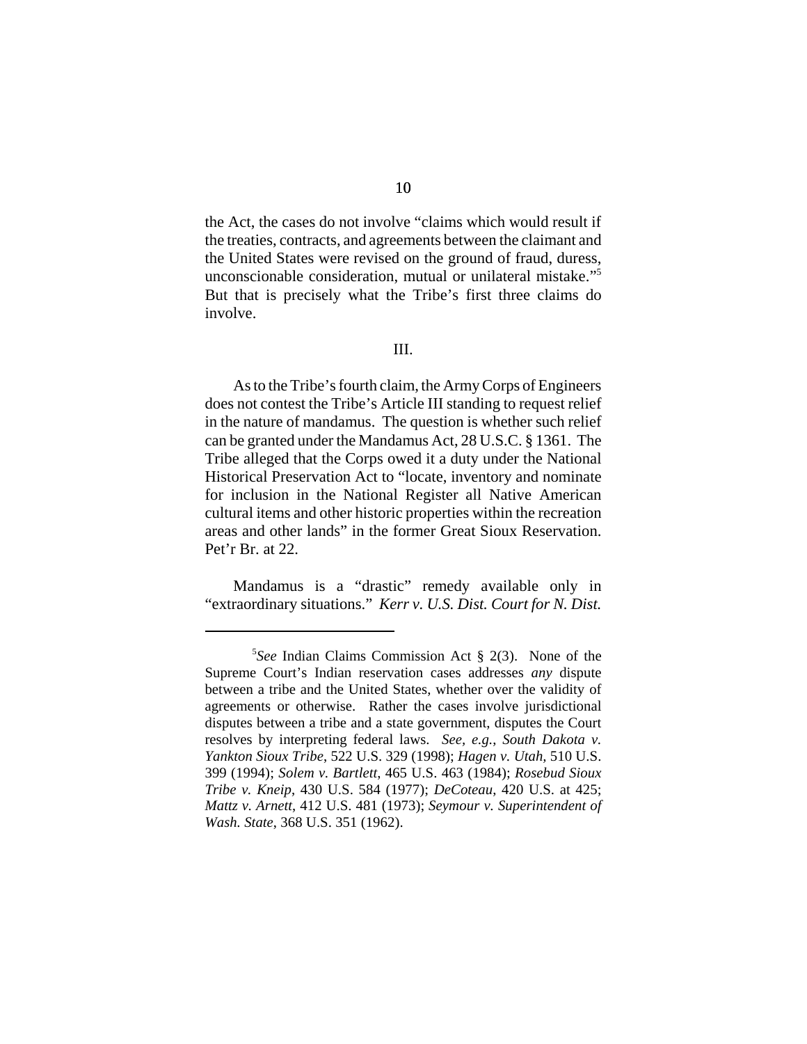the Act, the cases do not involve "claims which would result if the treaties, contracts, and agreements between the claimant and the United States were revised on the ground of fraud, duress, unconscionable consideration, mutual or unilateral mistake."[5] But that is precisely what the Tribe's first three claims do involve.

III.

As to the Tribe's fourth claim, the Army Corps of Engineers does not contest the Tribe's Article III standing to request relief in the nature of mandamus. The question is whether such relief can be granted under the Mandamus Act, 28 U.S.C. § 1361. The Tribe alleged that the Corps owed it a duty under the National Historical Preservation Act to "locate, inventory and nominate for inclusion in the National Register all Native American cultural items and other historic properties within the recreation areas and other lands" in the former Great Sioux Reservation. Pet'r Br. at 22.

Mandamus is a "drastic" remedy available only in "extraordinary situations." *Kerr v. U.S. Dist. Court for N. Dist.*

---

[5]*See* Indian Claims Commission Act § 2(3). None of the Supreme Court's Indian reservation cases addresses *any* dispute between a tribe and the United States, whether over the validity of agreements or otherwise. Rather the cases involve jurisdictional disputes between a tribe and a state government, disputes the Court resolves by interpreting federal laws. *See, e.g.*, *South Dakota v. Yankton Sioux Tribe*, 522 U.S. 329 (1998); *Hagen v. Utah*, 510 U.S. 399 (1994); *Solem v. Bartlett*, 465 U.S. 463 (1984); *Rosebud Sioux Tribe v. Kneip*, 430 U.S. 584 (1977); *DeCoteau*, 420 U.S. at 425; *Mattz v. Arnett*, 412 U.S. 481 (1973); *Seymour v. Superintendent of Wash. State*, 368 U.S. 351 (1962).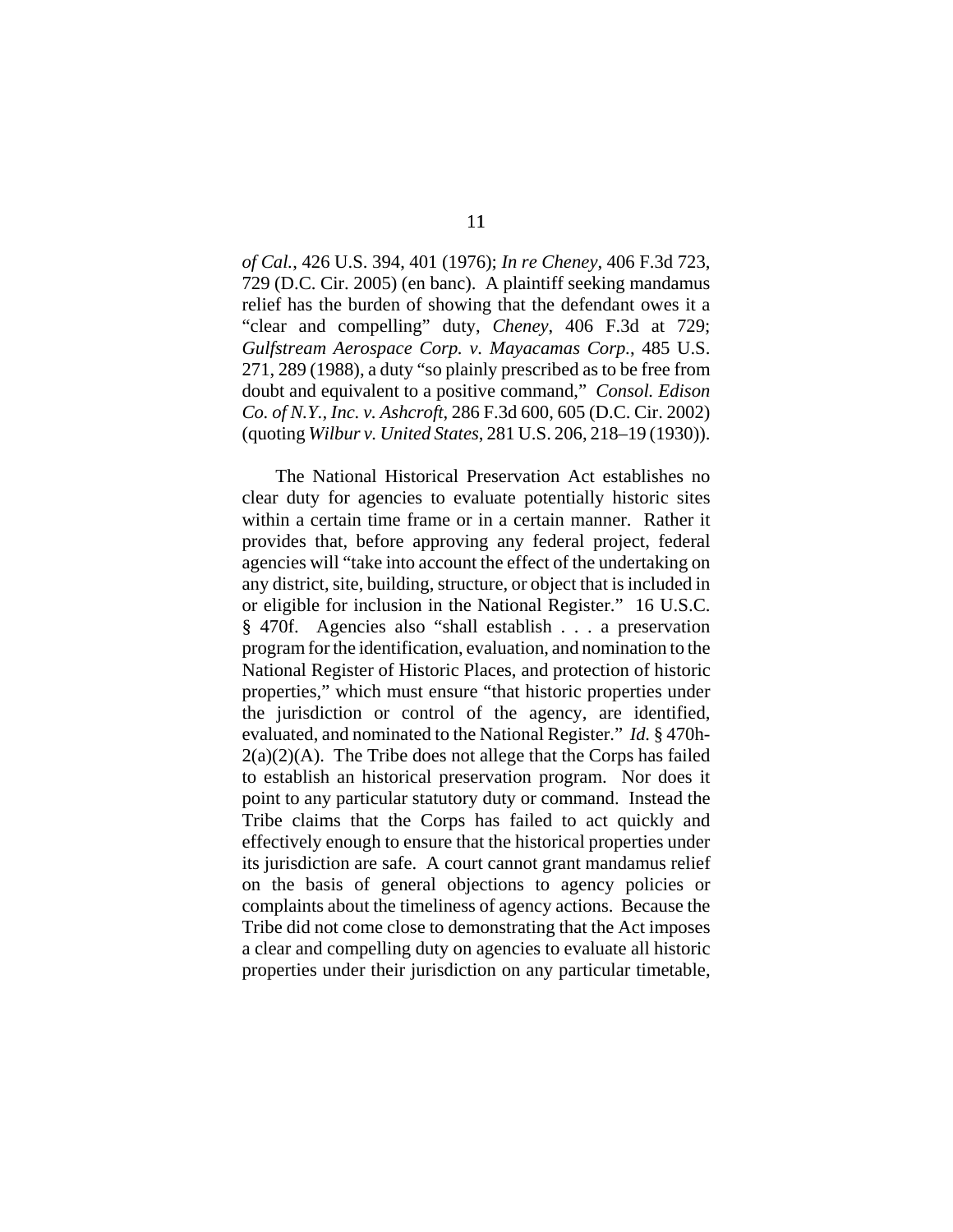*of Cal.*, 426 U.S. 394, 401 (1976); *In re Cheney*, 406 F.3d 723, 729 (D.C. Cir. 2005) (en banc). A plaintiff seeking mandamus relief has the burden of showing that the defendant owes it a "clear and compelling" duty, *Cheney*, 406 F.3d at 729; *Gulfstream Aerospace Corp. v. Mayacamas Corp.*, 485 U.S. 271, 289 (1988), a duty "so plainly prescribed as to be free from doubt and equivalent to a positive command," *Consol. Edison Co. of N.Y., Inc. v. Ashcroft*, 286 F.3d 600, 605 (D.C. Cir. 2002) (quoting *Wilbur v. United States*, 281 U.S. 206, 218–19 (1930)).

The National Historical Preservation Act establishes no clear duty for agencies to evaluate potentially historic sites within a certain time frame or in a certain manner. Rather it provides that, before approving any federal project, federal agencies will "take into account the effect of the undertaking on any district, site, building, structure, or object that is included in or eligible for inclusion in the National Register." 16 U.S.C. § 470f. Agencies also "shall establish . . . a preservation program for the identification, evaluation, and nomination to the National Register of Historic Places, and protection of historic properties," which must ensure "that historic properties under the jurisdiction or control of the agency, are identified, evaluated, and nominated to the National Register." *Id.* § 470h-2(a)(2)(A). The Tribe does not allege that the Corps has failed to establish an historical preservation program. Nor does it point to any particular statutory duty or command. Instead the Tribe claims that the Corps has failed to act quickly and effectively enough to ensure that the historical properties under its jurisdiction are safe. A court cannot grant mandamus relief on the basis of general objections to agency policies or complaints about the timeliness of agency actions. Because the Tribe did not come close to demonstrating that the Act imposes a clear and compelling duty on agencies to evaluate all historic properties under their jurisdiction on any particular timetable,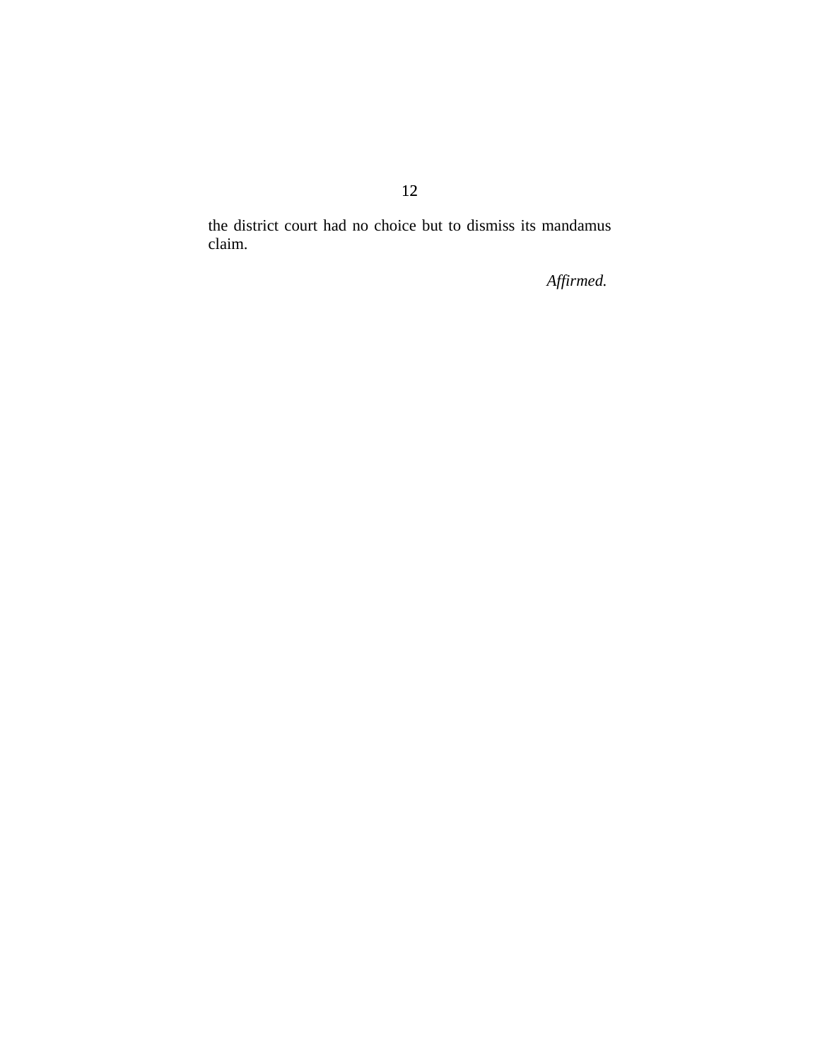the district court had no choice but to dismiss its mandamus claim.

*Affirmed.*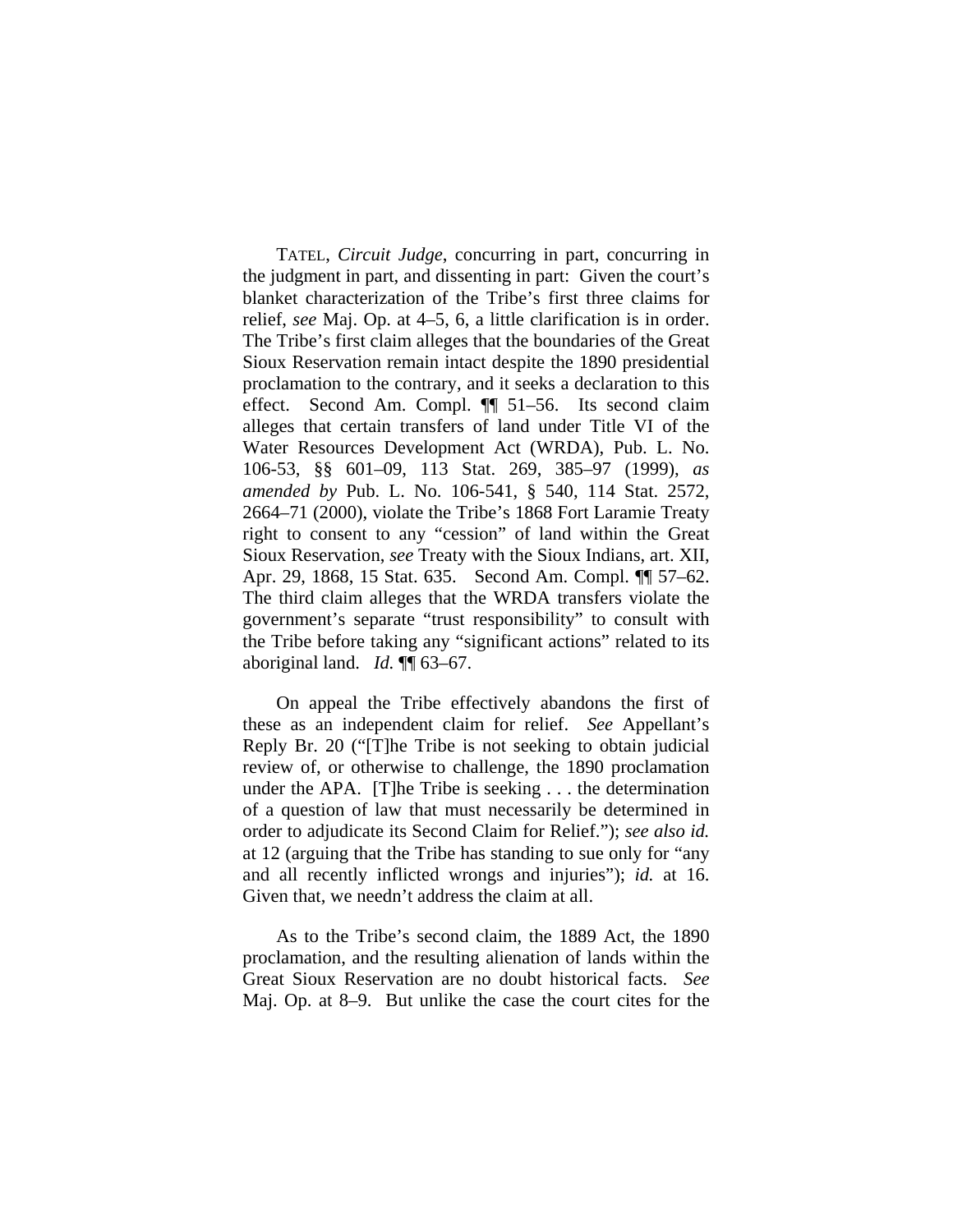TATEL, *Circuit Judge*, concurring in part, concurring in the judgment in part, and dissenting in part: Given the court's blanket characterization of the Tribe's first three claims for relief, *see* Maj. Op. at 4–5, 6, a little clarification is in order. The Tribe's first claim alleges that the boundaries of the Great Sioux Reservation remain intact despite the 1890 presidential proclamation to the contrary, and it seeks a declaration to this effect. Second Am. Compl. ¶¶ 51–56. Its second claim alleges that certain transfers of land under Title VI of the Water Resources Development Act (WRDA), Pub. L. No. 106-53, §§ 601–09, 113 Stat. 269, 385–97 (1999), *as amended by* Pub. L. No. 106-541, § 540, 114 Stat. 2572, 2664–71 (2000), violate the Tribe's 1868 Fort Laramie Treaty right to consent to any "cession" of land within the Great Sioux Reservation, *see* Treaty with the Sioux Indians, art. XII, Apr. 29, 1868, 15 Stat. 635. Second Am. Compl. ¶¶ 57–62. The third claim alleges that the WRDA transfers violate the government's separate "trust responsibility" to consult with the Tribe before taking any "significant actions" related to its aboriginal land. *Id.* ¶¶ 63–67.

On appeal the Tribe effectively abandons the first of these as an independent claim for relief. *See* Appellant's Reply Br. 20 ("[T]he Tribe is not seeking to obtain judicial review of, or otherwise to challenge, the 1890 proclamation under the APA. [T]he Tribe is seeking . . . the determined of a question of law that must necessarily be determined in order to adjudicate its Second Claim for Relief."); *see also id.* at 12 (arguing that the Tribe has standing to sue only for "any and all recently inflicted wrongs and injuries"); *id.* at 16. Given that, we needn't address the claim at all.

As to the Tribe's second claim, the 1889 Act, the 1890 proclamation, and the resulting alienation of lands within the Great Sioux Reservation are no doubt historical facts. *See* Maj. Op. at 8–9. But unlike the case the court cites for the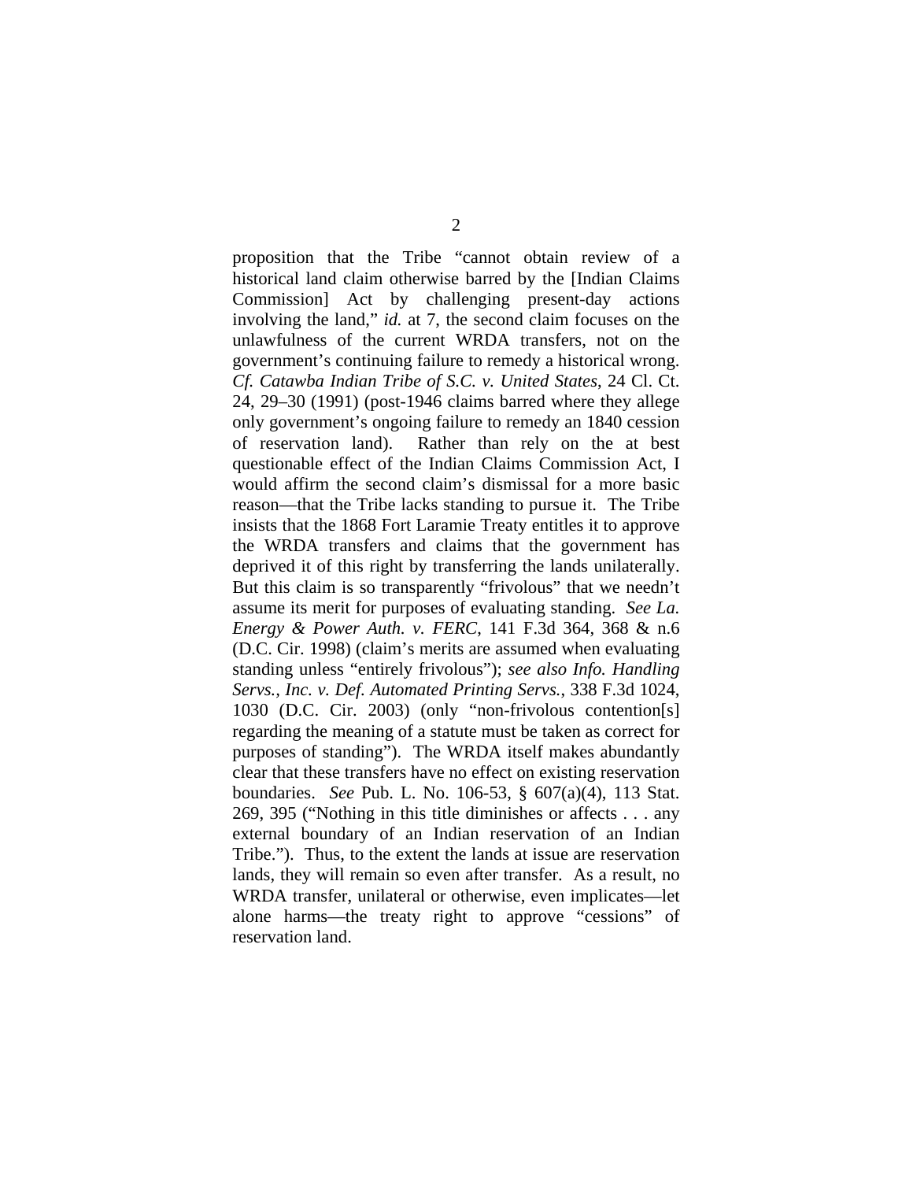proposition that the Tribe "cannot obtain review of a historical land claim otherwise barred by the [Indian Claims Commission] Act by challenging present-day actions involving the land," *id.* at 7, the second claim focuses on the unlawfulness of the current WRDA transfers, not on the government's continuing failure to remedy a historical wrong. *Cf. Catawba Indian Tribe of S.C. v. United States*, 24 Cl. Ct. 24, 29–30 (1991) (post-1946 claims barred where they allege only government's ongoing failure to remedy an 1840 cession of reservation land). Rather than rely on the at best questionable effect of the Indian Claims Commission Act, I would affirm the second claim's dismissal for a more basic reason—that the Tribe lacks standing to pursue it. The Tribe insists that the 1868 Fort Laramie Treaty entitles it to approve the WRDA transfers and claims that the government has deprived it of this right by transferring the lands unilaterally. But this claim is so transparently "frivolous" that we needn't assume its merit for purposes of evaluating standing. *See La. Energy & Power Auth. v. FERC*, 141 F.3d 364, 368 & n.6 (D.C. Cir. 1998) (claim's merits are assumed when evaluating standing unless "entirely frivolous"); *see also Info. Handling Servs., Inc. v. Def. Automated Printing Servs.*, 338 F.3d 1024, 1030 (D.C. Cir. 2003) (only "non-frivolous contention[s] regarding the meaning of a statute must be taken as correct for purposes of standing"). The WRDA itself makes abundantly clear that these transfers have no effect on existing reservation boundaries. *See* Pub. L. No. 106-53, § 607(a)(4), 113 Stat. 269, 395 ("Nothing in this title diminishes or affects . . . any external boundary of an Indian reservation of an Indian Tribe."). Thus, to the extent the lands at issue are reservation lands, they will remain so even after transfer. As a result, no WRDA transfer, unilateral or otherwise, even implicates—let alone harms—the treaty right to approve "cessions" of reservation land.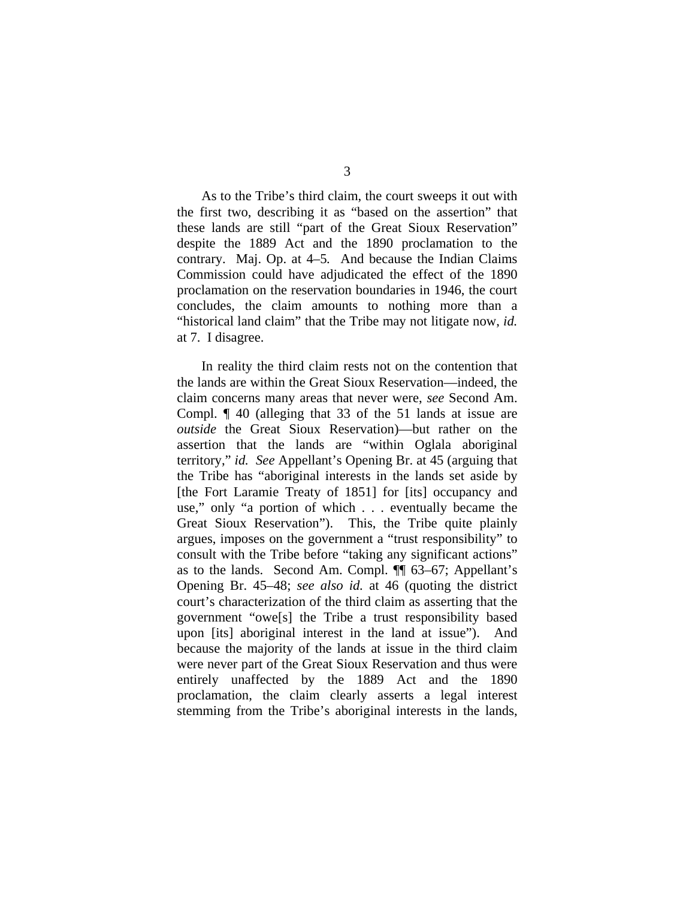As to the Tribe's third claim, the court sweeps it out with the first two, describing it as "based on the assertion" that these lands are still "part of the Great Sioux Reservation" despite the 1889 Act and the 1890 proclamation to the contrary. Maj. Op. at 4–5. And because the Indian Claims Commission could have adjudicated the effect of the 1890 proclamation on the reservation boundaries in 1946, the court concludes, the claim amounts to nothing more than a "historical land claim" that the Tribe may not litigate now, *id.* at 7. I disagree.

In reality the third claim rests not on the contention that the lands are within the Great Sioux Reservation—indeed, the claim concerns many areas that never were, *see* Second Am. Compl. ¶ 40 (alleging that 33 of the 51 lands at issue are *outside* the Great Sioux Reservation)—but rather on the assertion that the lands are "within Oglala aboriginal territory," *id. See* Appellant's Opening Br. at 45 (arguing that the Tribe has "aboriginal interests in the lands set aside by [the Fort Laramie Treaty of 1851] for [its] occupancy and use," only "a portion of which . . . eventually became the Great Sioux Reservation"). This, the Tribe quite plainly argues, imposes on the government a "trust responsibility" to consult with the Tribe before "taking any significant actions" as to the lands. Second Am. Compl. ¶¶ 63–67; Appellant's Opening Br. 45–48; *see also id.* at 46 (quoting the district court's characterization of the third claim as asserting that the government "owe[s] the Tribe a trust responsibility based upon [its] aboriginal interest in the land at issue"). And because the majority of the lands at issue in the third claim were never part of the Great Sioux Reservation and thus were entirely unaffected by the 1889 Act and the 1890 proclamation, the claim clearly asserts a legal interest stemming from the Tribe's aboriginal interests in the lands,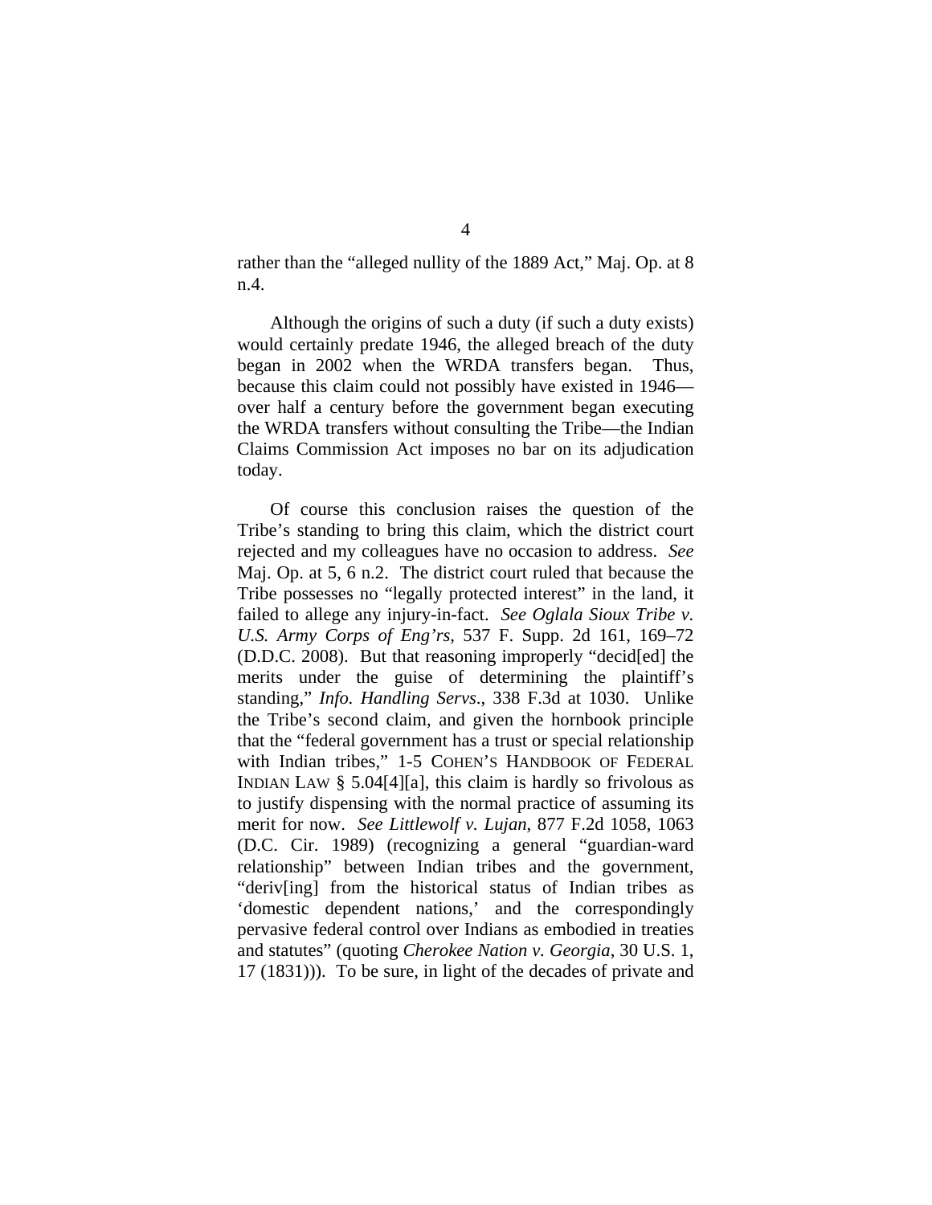rather than the "alleged nullity of the 1889 Act," Maj. Op. at 8 n.4.

Although the origins of such a duty (if such a duty exists) would certainly predate 1946, the alleged breach of the duty began in 2002 when the WRDA transfers began. Thus, because this claim could not possibly have existed in 1946—over half a century before the government began executing the WRDA transfers without consulting the Tribe—the Indian Claims Commission Act imposes no bar on its adjudication today.

Of course this conclusion raises the question of the Tribe's standing to bring this claim, which the district court rejected and my colleagues have no occasion to address. *See* Maj. Op. at 5, 6 n.2. The district court ruled that because the Tribe possesses no "legally protected interest" in the land, it failed to allege any injury-in-fact. *See Oglala Sioux Tribe v. U.S. Army Corps of Eng'rs*, 537 F. Supp. 2d 161, 169–72 (D.D.C. 2008). But that reasoning improperly "decid[ed] the merits under the guise of determining the plaintiff's standing," *Info. Handling Servs.*, 338 F.3d at 1030. Unlike the Tribe's second claim, and given the hornbook principle that the "federal government has a trust or special relationship with Indian tribes," 1-5 COHEN'S HANDBOOK OF FEDERAL INDIAN LAW § 5.04[4][a], this claim is hardly so frivolous as to justify dispensing with the normal practice of assuming its merit for now. *See Littlewolf v. Lujan*, 877 F.2d 1058, 1063 (D.C. Cir. 1989) (recognizing a general "guardian-ward relationship" between Indian tribes and the government, "deriv[ing] from the historical status of Indian tribes as 'domestic dependent nations,' and the correspondingly pervasive federal control over Indians as embodied in treaties and statutes" (quoting *Cherokee Nation v. Georgia*, 30 U.S. 1, 17 (1831))). To be sure, in light of the decades of private and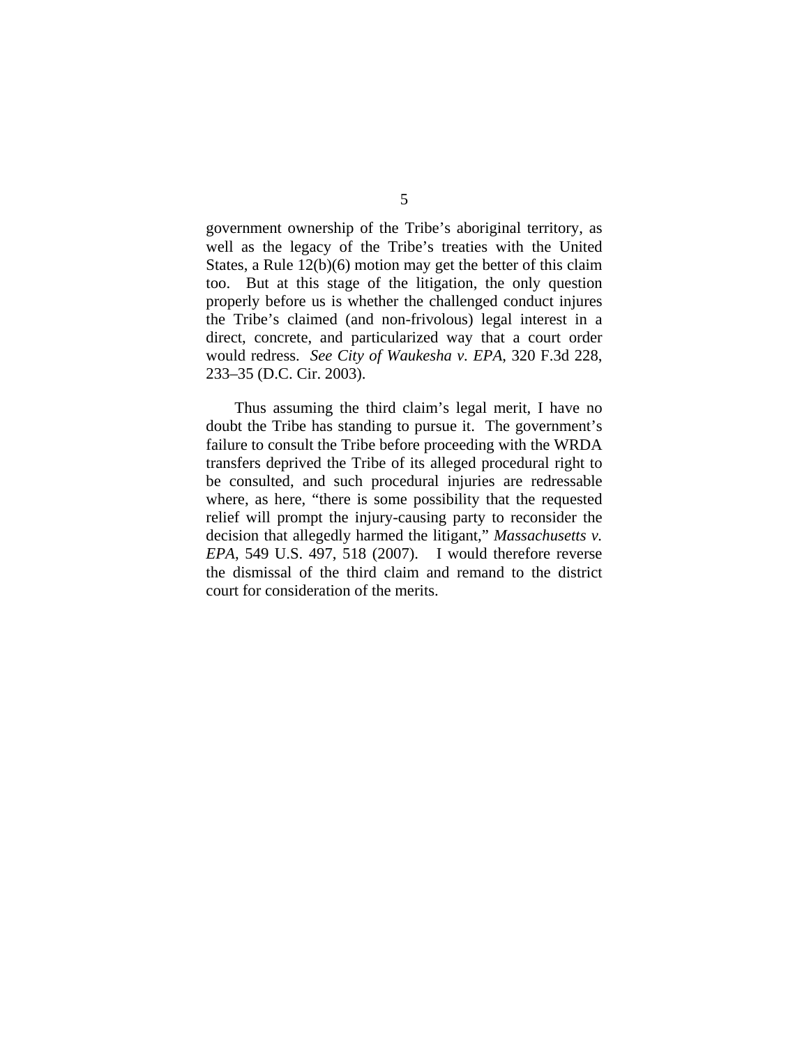government ownership of the Tribe's aboriginal territory, as well as the legacy of the Tribe's treaties with the United States, a Rule 12(b)(6) motion may get the better of this claim too. But at this stage of the litigation, the only question properly before us is whether the challenged conduct injures the Tribe's claimed (and non-frivolous) legal interest in a direct, concrete, and particularized way that a court order would redress. *See City of Waukesha v. EPA*, 320 F.3d 228, 233–35 (D.C. Cir. 2003).

Thus assuming the third claim's legal merit, I have no doubt the Tribe has standing to pursue it. The government's failure to consult the Tribe before proceeding with the WRDA transfers deprived the Tribe of its alleged procedural right to be consulted, and such procedural injuries are redressable where, as here, "there is some possibility that the requested relief will prompt the injury-causing party to reconsider the decision that allegedly harmed the litigant," *Massachusetts v. EPA*, 549 U.S. 497, 518 (2007). I would therefore reverse the dismissal of the third claim and remand to the district court for consideration of the merits.